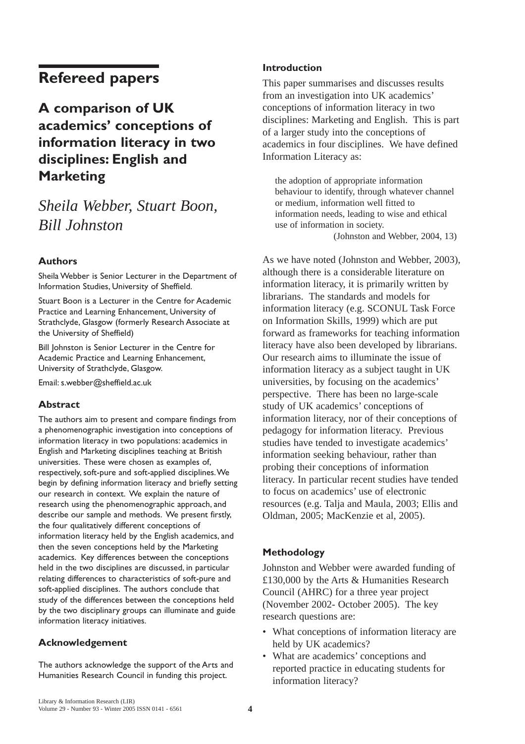# Refereed papers

## A comparison of UK academics' conceptions of information literacy in two disciplines: English and Marketing

*Sheila Webber, Stuart Boon, Bill Johnston*

### Authors

Sheila Webber is Senior Lecturer in the Department of Information Studies, University of Sheffield.

Stuart Boon is a Lecturer in the Centre for Academic Practice and Learning Enhancement, University of Strathclyde, Glasgow (formerly Research Associate at the University of Sheffield)

Bill Johnston is Senior Lecturer in the Centre for Academic Practice and Learning Enhancement, University of Strathclyde, Glasgow.

Email: s.webber@sheffield.ac.uk

### Abstract

The authors aim to present and compare findings from a phenomenographic investigation into conceptions of information literacy in two populations: academics in English and Marketing disciplines teaching at British universities. These were chosen as examples of, respectively, soft-pure and soft-applied disciplines. We begin by defining information literacy and briefly setting our research in context. We explain the nature of research using the phenomenographic approach, and describe our sample and methods. We present firstly, the four qualitatively different conceptions of information literacy held by the English academics, and then the seven conceptions held by the Marketing academics. Key differences between the conceptions held in the two disciplines are discussed, in particular relating differences to characteristics of soft-pure and soft-applied disciplines. The authors conclude that study of the differences between the conceptions held by the two disciplinary groups can illuminate and guide information literacy initiatives.

### Acknowledgement

The authors acknowledge the support of the Arts and Humanities Research Council in funding this project.

### Introduction

This paper summarises and discusses results from an investigation into UK academics' conceptions of information literacy in two disciplines: Marketing and English. This is part of a larger study into the conceptions of academics in four disciplines. We have defined Information Literacy as:

> the adoption of appropriate information behaviour to identify, through whatever channel or medium, information well fitted to information needs, leading to wise and ethical use of information in society.
>
> (Johnston and Webber, 2004, 13)

As we have noted (Johnston and Webber, 2003), although there is a considerable literature on information literacy, it is primarily written by librarians. The standards and models for information literacy (e.g. SCONUL Task Force on Information Skills, 1999) which are put forward as frameworks for teaching information literacy have also been developed by librarians. Our research aims to illuminate the issue of information literacy as a subject taught in UK universities, by focusing on the academics' perspective. There has been no large-scale study of UK academics' conceptions of information literacy, nor of their conceptions of pedagogy for information literacy. Previous studies have tended to investigate academics' information seeking behaviour, rather than probing their conceptions of information literacy. In particular recent studies have tended to focus on academics' use of electronic resources (e.g. Talja and Maula, 2003; Ellis and Oldman, 2005; MacKenzie et al, 2005).

### Methodology

Johnston and Webber were awarded funding of £130,000 by the Arts & Humanities Research Council (AHRC) for a three year project (November 2002- October 2005). The key research questions are:

- What conceptions of information literacy are held by UK academics?
- What are academics' conceptions and reported practice in educating students for information literacy?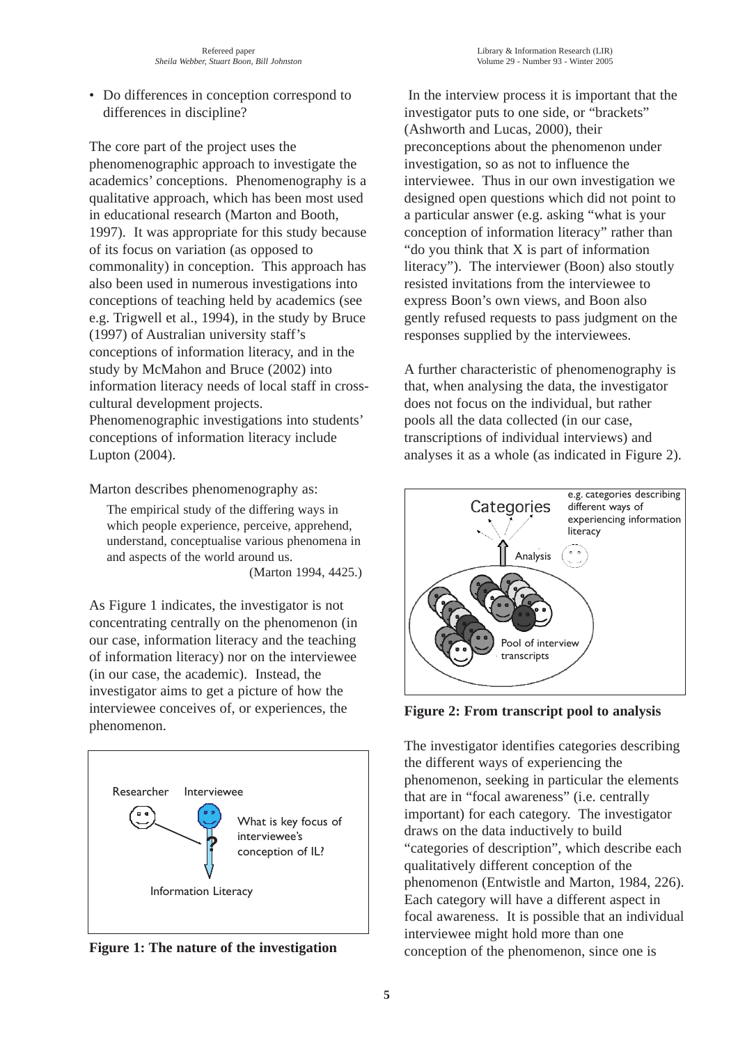- Do differences in conception correspond to differences in discipline?

The core part of the project uses the phenomenographic approach to investigate the academics' conceptions. Phenomenography is a qualitative approach, which has been most used in educational research (Marton and Booth, 1997). It was appropriate for this study because of its focus on variation (as opposed to commonality) in conception. This approach has also been used in numerous investigations into conceptions of teaching held by academics (see e.g. Trigwell et al., 1994), in the study by Bruce (1997) of Australian university staff's conceptions of information literacy, and in the study by McMahon and Bruce (2002) into information literacy needs of local staff in cross-cultural development projects. Phenomenographic investigations into students' conceptions of information literacy include Lupton (2004).

Marton describes phenomenography as:

> The empirical study of the differing ways in which people experience, perceive, apprehend, understand, conceptualise various phenomena in and aspects of the world around us.
> (Marton 1994, 4425.)

As Figure 1 indicates, the investigator is not concentrating centrally on the phenomenon (in our case, information literacy and the teaching of information literacy) nor on the interviewee (in our case, the academic). Instead, the investigator aims to get a picture of how the interviewee conceives of, or experiences, the phenomenon.

Researcher Interviewee

What is key focus of interviewee's conception of IL?

Information Literacy

**Figure 1: The nature of the investigation**

In the interview process it is important that the investigator puts to one side, or "brackets" (Ashworth and Lucas, 2000), their preconceptions about the phenomenon under investigation, so as not to influence the interviewee. Thus in our own investigation we designed open questions which did not point to a particular answer (e.g. asking "what is your conception of information literacy" rather than "do you think that X is part of information literacy"). The interviewer (Boon) also stoutly resisted invitations from the interviewee to express Boon's own views, and Boon also gently refused requests to pass judgment on the responses supplied by the interviewees.

A further characteristic of phenomenography is that, when analysing the data, the investigator does not focus on the individual, but rather pools all the data collected (in our case, transcriptions of individual interviews) and analyses it as a whole (as indicated in Figure 2).

Categories

e.g. categories describing different ways of experiencing information literacy

Analysis

Pool of interview transcripts

**Figure 2: From transcript pool to analysis**

The investigator identifies categories describing the different ways of experiencing the phenomenon, seeking in particular the elements that are in "focal awareness" (i.e. centrally important) for each category. The investigator draws on the data inductively to build "categories of description", which describe each qualitatively different conception of the phenomenon (Entwistle and Marton, 1984, 226). Each category will have a different aspect in focal awareness. It is possible that an individual interviewee might hold more than one conception of the phenomenon, since one is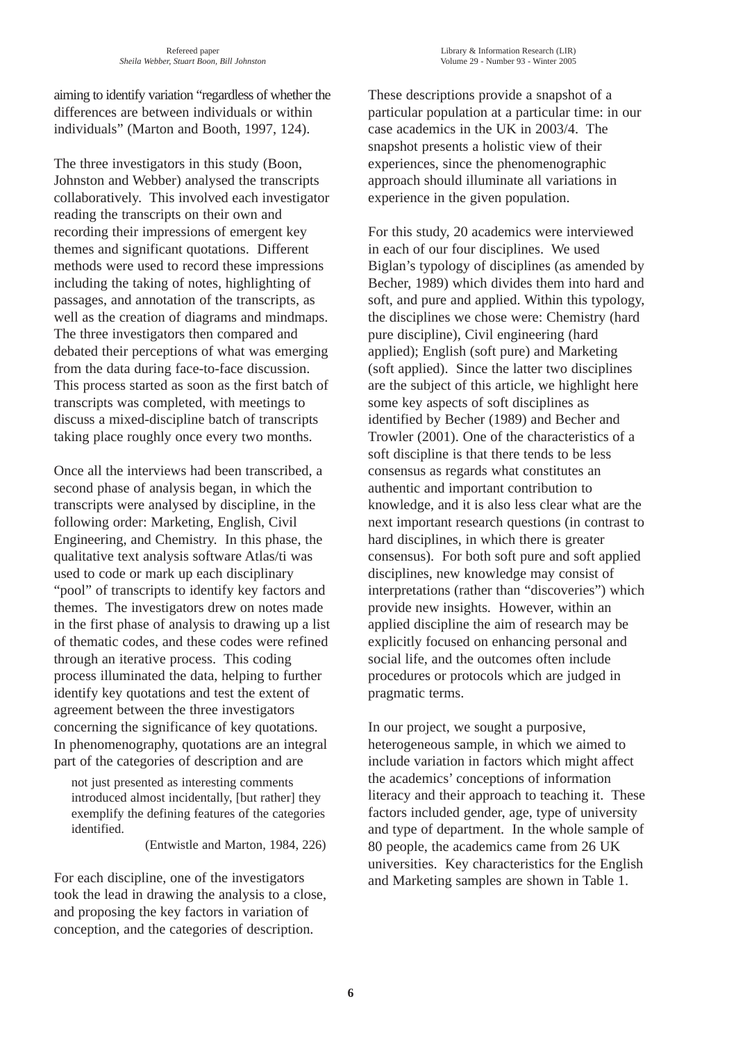aiming to identify variation "regardless of whether the differences are between individuals or within individuals" (Marton and Booth, 1997, 124).

The three investigators in this study (Boon, Johnston and Webber) analysed the transcripts collaboratively. This involved each investigator reading the transcripts on their own and recording their impressions of emergent key themes and significant quotations. Different methods were used to record these impressions including the taking of notes, highlighting of passages, and annotation of the transcripts, as well as the creation of diagrams and mindmaps. The three investigators then compared and debated their perceptions of what was emerging from the data during face-to-face discussion. This process started as soon as the first batch of transcripts was completed, with meetings to discuss a mixed-discipline batch of transcripts taking place roughly once every two months.

Once all the interviews had been transcribed, a second phase of analysis began, in which the transcripts were analysed by discipline, in the following order: Marketing, English, Civil Engineering, and Chemistry. In this phase, the qualitative text analysis software Atlas/ti was used to code or mark up each disciplinary "pool" of transcripts to identify key factors and themes. The investigators drew on notes made in the first phase of analysis to drawing up a list of thematic codes, and these codes were refined through an iterative process. This coding process illuminated the data, helping to further identify key quotations and test the extent of agreement between the three investigators concerning the significance of key quotations. In phenomenography, quotations are an integral part of the categories of description and are

> not just presented as interesting comments introduced almost incidentally, [but rather] they exemplify the defining features of the categories identified.
>
> (Entwistle and Marton, 1984, 226)

For each discipline, one of the investigators took the lead in drawing the analysis to a close, and proposing the key factors in variation of conception, and the categories of description.

These descriptions provide a snapshot of a particular population at a particular time: in our case academics in the UK in 2003/4. The snapshot presents a holistic view of their experiences, since the phenomenographic approach should illuminate all variations in experience in the given population.

For this study, 20 academics were interviewed in each of our four disciplines. We used Biglan's typology of disciplines (as amended by Becher, 1989) which divides them into hard and soft, and pure and applied. Within this typology, the disciplines we chose were: Chemistry (hard pure discipline), Civil engineering (hard applied); English (soft pure) and Marketing (soft applied). Since the latter two disciplines are the subject of this article, we highlight here some key aspects of soft disciplines as identified by Becher (1989) and Becher and Trowler (2001). One of the characteristics of a soft discipline is that there tends to be less consensus as regards what constitutes an authentic and important contribution to knowledge, and it is also less clear what are the next important research questions (in contrast to hard disciplines, in which there is greater consensus). For both soft pure and soft applied disciplines, new knowledge may consist of interpretations (rather than "discoveries") which provide new insights. However, within an applied discipline the aim of research may be explicitly focused on enhancing personal and social life, and the outcomes often include procedures or protocols which are judged in pragmatic terms.

In our project, we sought a purposive, heterogeneous sample, in which we aimed to include variation in factors which might affect the academics' conceptions of information literacy and their approach to teaching it. These factors included gender, age, type of university and type of department. In the whole sample of 80 people, the academics came from 26 UK universities. Key characteristics for the English and Marketing samples are shown in Table 1.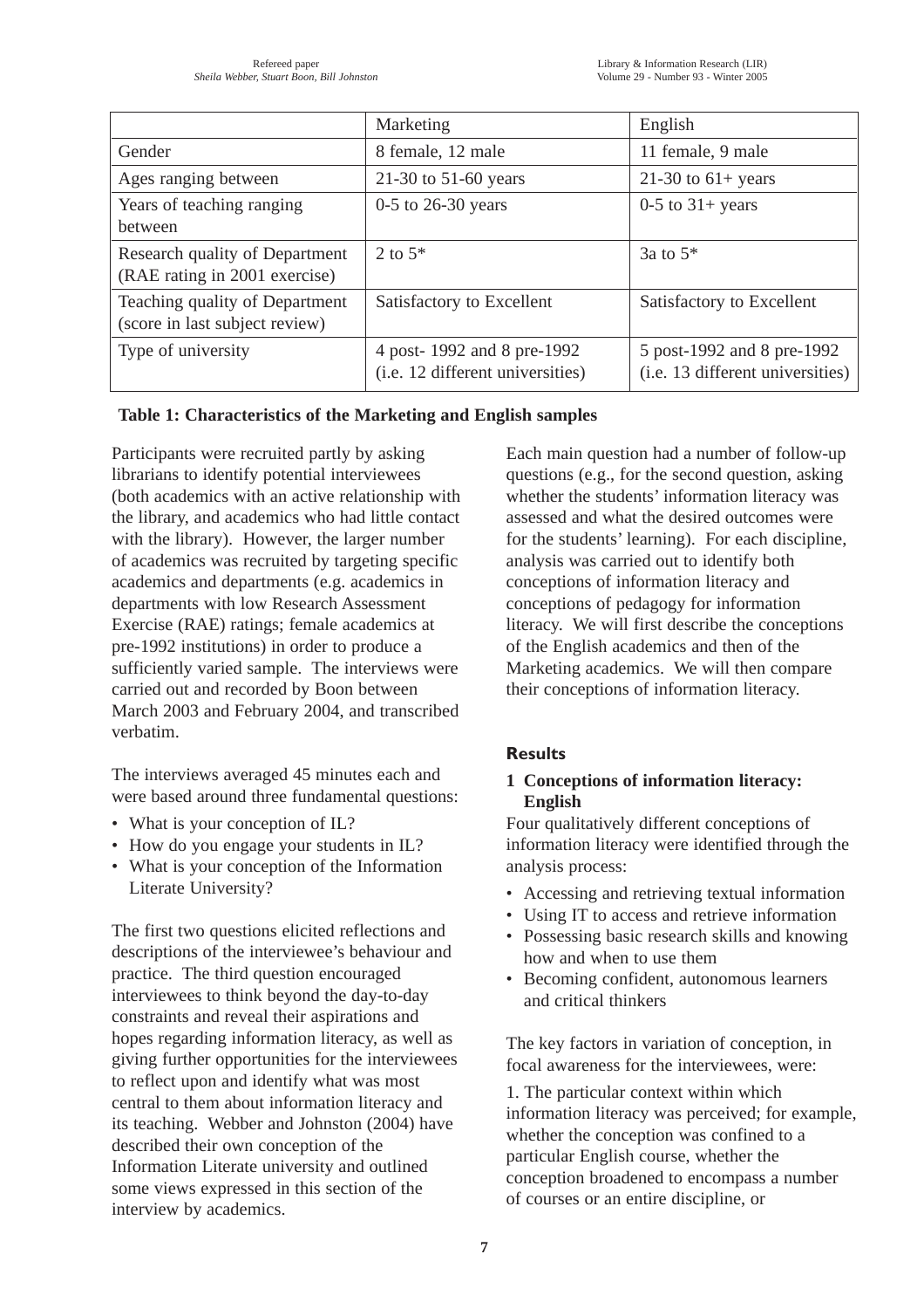| | Marketing | English |
|---|---|---|
| Gender | 8 female, 12 male | 11 female, 9 male |
| Ages ranging between | 21-30 to 51-60 years | 21-30 to 61+ years |
| Years of teaching ranging between | 0-5 to 26-30 years | 0-5 to 31+ years |
| Research quality of Department (RAE rating in 2001 exercise) | 2 to 5* | 3a to 5* |
| Teaching quality of Department (score in last subject review) | Satisfactory to Excellent | Satisfactory to Excellent |
| Type of university | 4 post- 1992 and 8 pre-1992 (i.e. 12 different universities) | 5 post-1992 and 8 pre-1992 (i.e. 13 different universities) |

**Table 1: Characteristics of the Marketing and English samples**

Participants were recruited partly by asking librarians to identify potential interviewees (both academics with an active relationship with the library, and academics who had little contact with the library). However, the larger number of academics was recruited by targeting specific academics and departments (e.g. academics in departments with low Research Assessment Exercise (RAE) ratings; female academics at pre-1992 institutions) in order to produce a sufficiently varied sample. The interviews were carried out and recorded by Boon between March 2003 and February 2004, and transcribed verbatim.

The interviews averaged 45 minutes each and were based around three fundamental questions:

- What is your conception of IL?
- How do you engage your students in IL?
- What is your conception of the Information Literate University?

The first two questions elicited reflections and descriptions of the interviewee's behaviour and practice. The third question encouraged interviewees to think beyond the day-to-day constraints and reveal their aspirations and hopes regarding information literacy, as well as giving further opportunities for the interviewees to reflect upon and identify what was most central to them about information literacy and its teaching. Webber and Johnston (2004) have described their own conception of the Information Literate university and outlined some views expressed in this section of the interview by academics.

Each main question had a number of follow-up questions (e.g., for the second question, asking whether the students' information literacy was assessed and what the desired outcomes were for the students' learning). For each discipline, analysis was carried out to identify both conceptions of information literacy and conceptions of pedagogy for information literacy. We will first describe the conceptions of the English academics and then of the Marketing academics. We will then compare their conceptions of information literacy.

## Results

### 1 Conceptions of information literacy: English

Four qualitatively different conceptions of information literacy were identified through the analysis process:

- Accessing and retrieving textual information
- Using IT to access and retrieve information
- Possessing basic research skills and knowing how and when to use them
- Becoming confident, autonomous learners and critical thinkers

The key factors in variation of conception, in focal awareness for the interviewees, were:

1. The particular context within which information literacy was perceived; for example, whether the conception was confined to a particular English course, whether the conception broadened to encompass a number of courses or an entire discipline, or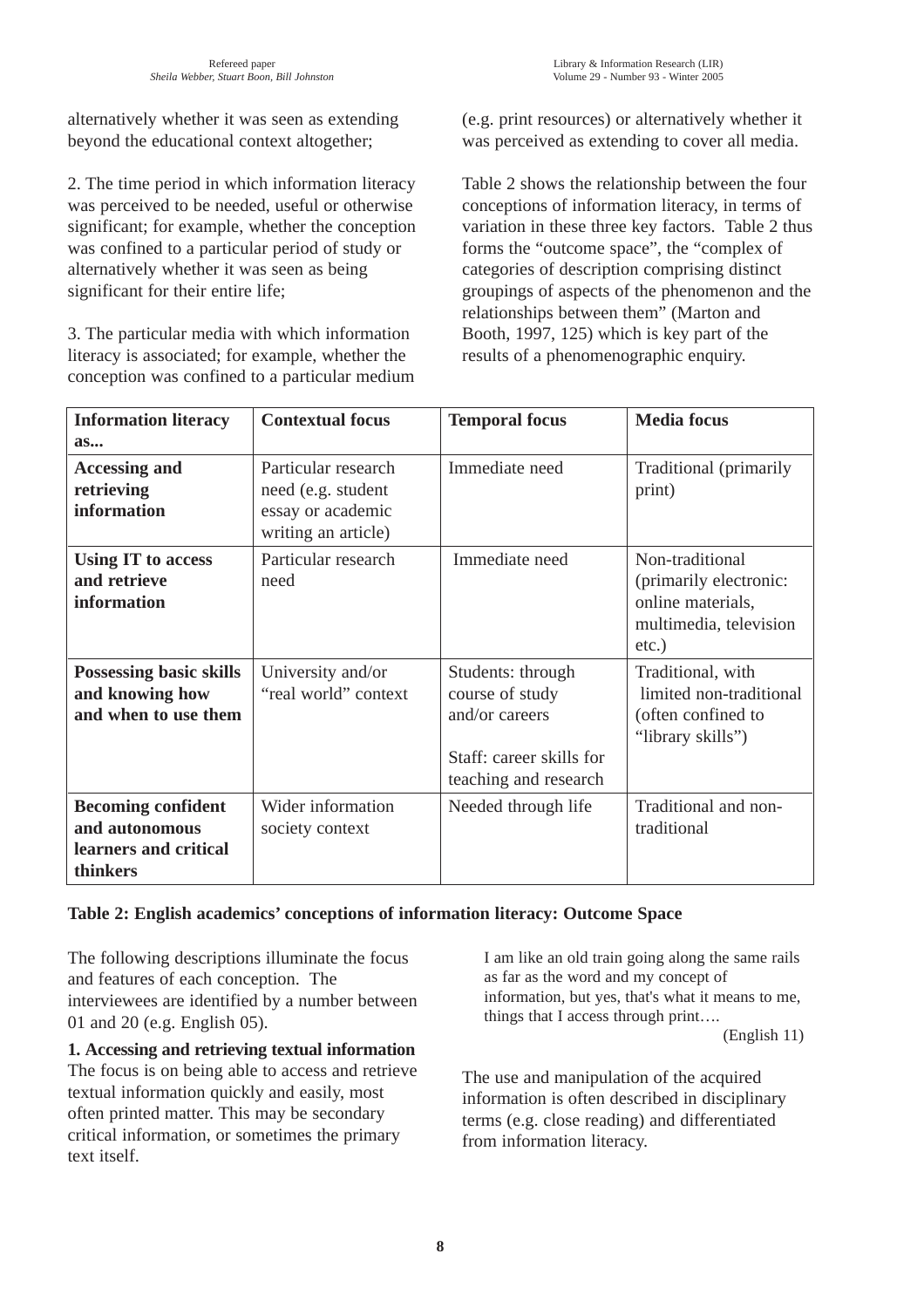alternatively whether it was seen as extending beyond the educational context altogether;

2. The time period in which information literacy was perceived to be needed, useful or otherwise significant; for example, whether the conception was confined to a particular period of study or alternatively whether it was seen as being significant for their entire life;

3. The particular media with which information literacy is associated; for example, whether the conception was confined to a particular medium (e.g. print resources) or alternatively whether it was perceived as extending to cover all media.

Table 2 shows the relationship between the four conceptions of information literacy, in terms of variation in these three key factors. Table 2 thus forms the "outcome space", the "complex of categories of description comprising distinct groupings of aspects of the phenomenon and the relationships between them" (Marton and Booth, 1997, 125) which is key part of the results of a phenomenographic enquiry.

| Information literacy as... | Contextual focus | Temporal focus | Media focus |
|---|---|---|---|
| **Accessing and retrieving information** | Particular research need (e.g. student essay or academic writing an article) | Immediate need | Traditional (primarily print) |
| **Using IT to access and retrieve information** | Particular research need | Immediate need | Non-traditional (primarily electronic: online materials, multimedia, television etc.) |
| **Possessing basic skills and knowing how and when to use them** | University and/or "real world" context | Students: through course of study and/or careers<br><br>Staff: career skills for teaching and research | Traditional, with limited non-traditional (often confined to "library skills") |
| **Becoming confident and autonomous learners and critical thinkers** | Wider information society context | Needed through life | Traditional and non-traditional |

**Table 2: English academics' conceptions of information literacy: Outcome Space**

The following descriptions illuminate the focus and features of each conception. The interviewees are identified by a number between 01 and 20 (e.g. English 05).

**1. Accessing and retrieving textual information**
The focus is on being able to access and retrieve textual information quickly and easily, most often printed matter. This may be secondary critical information, or sometimes the primary text itself.

> I am like an old train going along the same rails as far as the word and my concept of information, but yes, that's what it means to me, things that I access through print….
>
> (English 11)

The use and manipulation of the acquired information is often described in disciplinary terms (e.g. close reading) and differentiated from information literacy.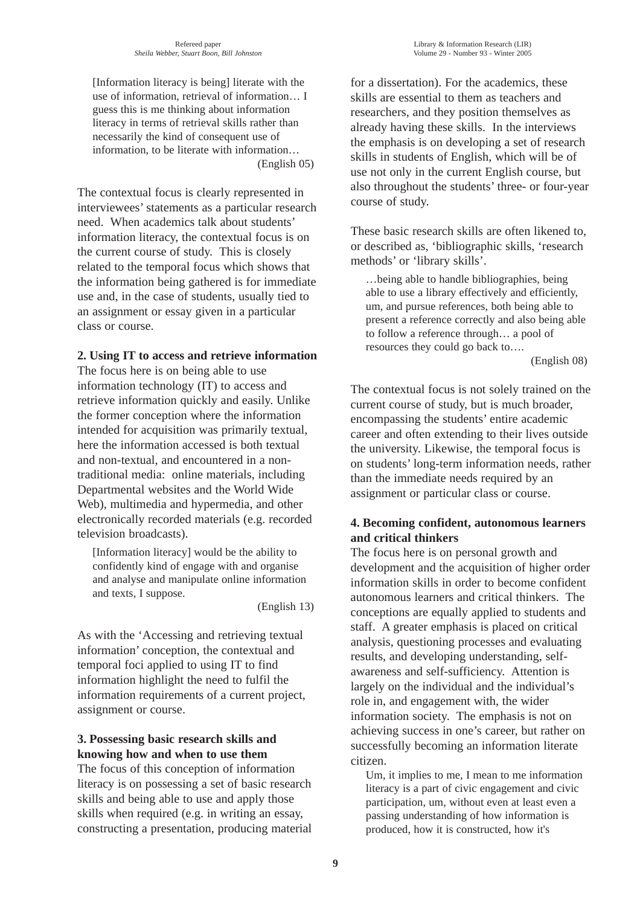> [Information literacy is being] literate with the use of information, retrieval of information… I guess this is me thinking about information literacy in terms of retrieval skills rather than necessarily the kind of consequent use of information, to be literate with information…
> (English 05)

The contextual focus is clearly represented in interviewees' statements as a particular research need. When academics talk about students' information literacy, the contextual focus is on the current course of study. This is closely related to the temporal focus which shows that the information being gathered is for immediate use and, in the case of students, usually tied to an assignment or essay given in a particular class or course.

**2. Using IT to access and retrieve information**

The focus here is on being able to use information technology (IT) to access and retrieve information quickly and easily. Unlike the former conception where the information intended for acquisition was primarily textual, here the information accessed is both textual and non-textual, and encountered in a non-traditional media: online materials, including Departmental websites and the World Wide Web), multimedia and hypermedia, and other electronically recorded materials (e.g. recorded television broadcasts).

> [Information literacy] would be the ability to confidently kind of engage with and organise and analyse and manipulate online information and texts, I suppose.
> (English 13)

As with the 'Accessing and retrieving textual information' conception, the contextual and temporal foci applied to using IT to find information highlight the need to fulfil the information requirements of a current project, assignment or course.

**3. Possessing basic research skills and knowing how and when to use them**

The focus of this conception of information literacy is on possessing a set of basic research skills and being able to use and apply those skills when required (e.g. in writing an essay, constructing a presentation, producing material for a dissertation). For the academics, these skills are essential to them as teachers and researchers, and they position themselves as already having these skills. In the interviews the emphasis is on developing a set of research skills in students of English, which will be of use not only in the current English course, but also throughout the students' three- or four-year course of study.

These basic research skills are often likened to, or described as, 'bibliographic skills, 'research methods' or 'library skills'.

> …being able to handle bibliographies, being able to use a library effectively and efficiently, um, and pursue references, both being able to present a reference correctly and also being able to follow a reference through… a pool of resources they could go back to….
> (English 08)

The contextual focus is not solely trained on the current course of study, but is much broader, encompassing the students' entire academic career and often extending to their lives outside the university. Likewise, the temporal focus is on students' long-term information needs, rather than the immediate needs required by an assignment or particular class or course.

**4. Becoming confident, autonomous learners and critical thinkers**

The focus here is on personal growth and development and the acquisition of higher order information skills in order to become confident autonomous learners and critical thinkers. The conceptions are equally applied to students and staff. A greater emphasis is placed on critical analysis, questioning processes and evaluating results, and developing understanding, self-awareness and self-sufficiency. Attention is largely on the individual and the individual's role in, and engagement with, the wider information society. The emphasis is not on achieving success in one's career, but rather on successfully becoming an information literate citizen.

> Um, it implies to me, I mean to me information literacy is a part of civic engagement and civic participation, um, without even at least even a passing understanding of how information is produced, how it is constructed, how it's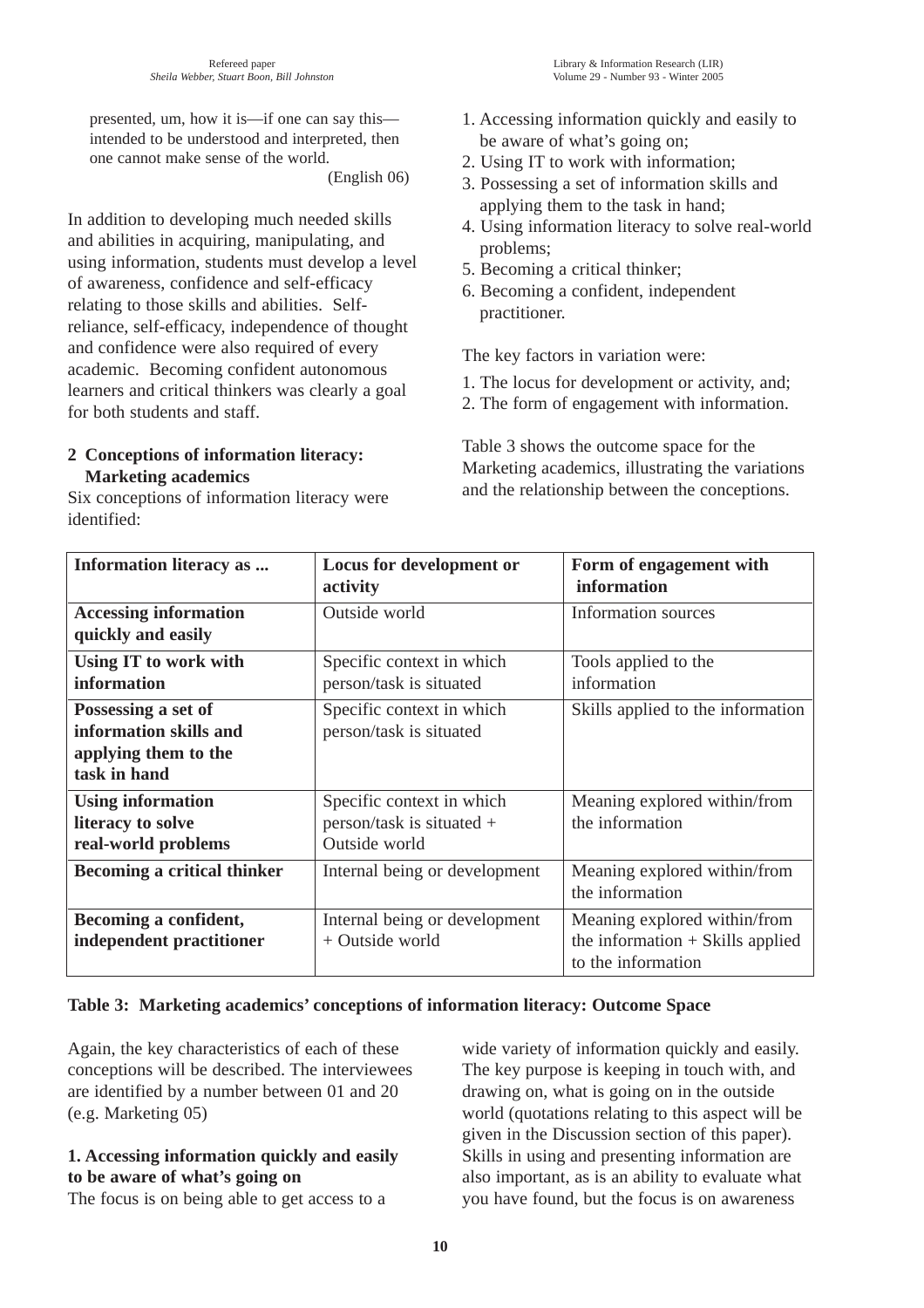presented, um, how it is—if one can say this—intended to be understood and interpreted, then one cannot make sense of the world.

(English 06)

In addition to developing much needed skills and abilities in acquiring, manipulating, and using information, students must develop a level of awareness, confidence and self-efficacy relating to those skills and abilities. Self-reliance, self-efficacy, independence of thought and confidence were also required of every academic. Becoming confident autonomous learners and critical thinkers was clearly a goal for both students and staff.

### 2 Conceptions of information literacy: Marketing academics

Six conceptions of information literacy were identified:

1. Accessing information quickly and easily to be aware of what's going on;
2. Using IT to work with information;
3. Possessing a set of information skills and applying them to the task in hand;
4. Using information literacy to solve real-world problems;
5. Becoming a critical thinker;
6. Becoming a confident, independent practitioner.

The key factors in variation were:

1. The locus for development or activity, and;
2. The form of engagement with information.

Table 3 shows the outcome space for the Marketing academics, illustrating the variations and the relationship between the conceptions.

| Information literacy as ... | Locus for development or activity | Form of engagement with information |
|---|---|---|
| **Accessing information quickly and easily** | Outside world | Information sources |
| **Using IT to work with information** | Specific context in which person/task is situated | Tools applied to the information |
| **Possessing a set of information skills and applying them to the task in hand** | Specific context in which person/task is situated | Skills applied to the information |
| **Using information literacy to solve real-world problems** | Specific context in which person/task is situated + Outside world | Meaning explored within/from the information |
| **Becoming a critical thinker** | Internal being or development | Meaning explored within/from the information |
| **Becoming a confident, independent practitioner** | Internal being or development + Outside world | Meaning explored within/from the information + Skills applied to the information |

**Table 3: Marketing academics' conceptions of information literacy: Outcome Space**

Again, the key characteristics of each of these conceptions will be described. The interviewees are identified by a number between 01 and 20 (e.g. Marketing 05)

#### 1. Accessing information quickly and easily to be aware of what's going on

The focus is on being able to get access to a wide variety of information quickly and easily. The key purpose is keeping in touch with, and drawing on, what is going on in the outside world (quotations relating to this aspect will be given in the Discussion section of this paper). Skills in using and presenting information are also important, as is an ability to evaluate what you have found, but the focus is on awareness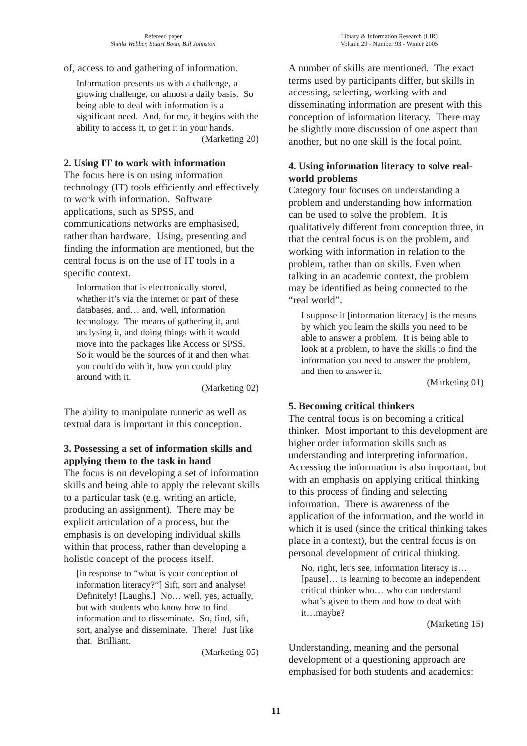of, access to and gathering of information.

> Information presents us with a challenge, a growing challenge, on almost a daily basis. So being able to deal with information is a significant need. And, for me, it begins with the ability to access it, to get it in your hands.
> (Marketing 20)

**2. Using IT to work with information**

The focus here is on using information technology (IT) tools efficiently and effectively to work with information. Software applications, such as SPSS, and communications networks are emphasised, rather than hardware. Using, presenting and finding the information are mentioned, but the central focus is on the use of IT tools in a specific context.

> Information that is electronically stored, whether it's via the internet or part of these databases, and… and, well, information technology. The means of gathering it, and analysing it, and doing things with it would move into the packages like Access or SPSS. So it would be the sources of it and then what you could do with it, how you could play around with it.
> (Marketing 02)

The ability to manipulate numeric as well as textual data is important in this conception.

**3. Possessing a set of information skills and applying them to the task in hand**

The focus is on developing a set of information skills and being able to apply the relevant skills to a particular task (e.g. writing an article, producing an assignment). There may be explicit articulation of a process, but the emphasis is on developing individual skills within that process, rather than developing a holistic concept of the process itself.

> [in response to "what is your conception of information literacy?"] Sift, sort and analyse! Definitely! [Laughs.] No… well, yes, actually, but with students who know how to find information and to disseminate. So, find, sift, sort, analyse and disseminate. There! Just like that. Brilliant.
> (Marketing 05)

A number of skills are mentioned. The exact terms used by participants differ, but skills in accessing, selecting, working with and disseminating information are present with this conception of information literacy. There may be slightly more discussion of one aspect than another, but no one skill is the focal point.

**4. Using information literacy to solve real-world problems**

Category four focuses on understanding a problem and understanding how information can be used to solve the problem. It is qualitatively different from conception three, in that the central focus is on the problem, and working with information in relation to the problem, rather than on skills. Even when talking in an academic context, the problem may be identified as being connected to the "real world".

> I suppose it [information literacy] is the means by which you learn the skills you need to be able to answer a problem. It is being able to look at a problem, to have the skills to find the information you need to answer the problem, and then to answer it.
> (Marketing 01)

**5. Becoming critical thinkers**

The central focus is on becoming a critical thinker. Most important to this development are higher order information skills such as understanding and interpreting information. Accessing the information is also important, but with an emphasis on applying critical thinking to this process of finding and selecting information. There is awareness of the application of the information, and the world in which it is used (since the critical thinking takes place in a context), but the central focus is on personal development of critical thinking.

> No, right, let's see, information literacy is… [pause]… is learning to become an independent critical thinker who… who can understand what's given to them and how to deal with it…maybe?
> (Marketing 15)

Understanding, meaning and the personal development of a questioning approach are emphasised for both students and academics: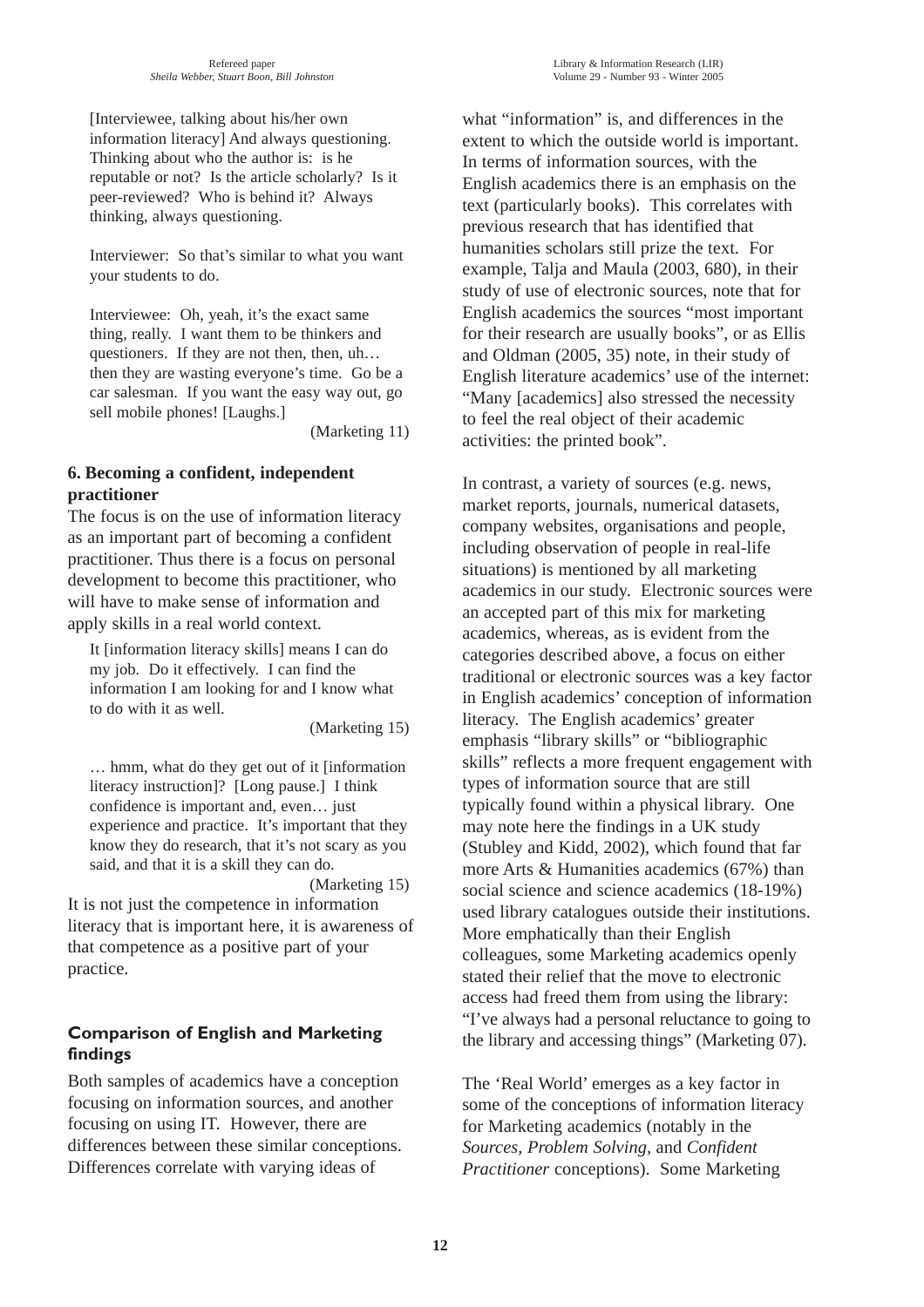[Interviewee, talking about his/her own information literacy] And always questioning. Thinking about who the author is: is he reputable or not? Is the article scholarly? Is it peer-reviewed? Who is behind it? Always thinking, always questioning.

Interviewer: So that's similar to what you want your students to do.

Interviewee: Oh, yeah, it's the exact same thing, really. I want them to be thinkers and questioners. If they are not then, then, uh… then they are wasting everyone's time. Go be a car salesman. If you want the easy way out, go sell mobile phones! [Laughs.]

(Marketing 11)

### 6. Becoming a confident, independent practitioner

The focus is on the use of information literacy as an important part of becoming a confident practitioner. Thus there is a focus on personal development to become this practitioner, who will have to make sense of information and apply skills in a real world context.

It [information literacy skills] means I can do my job. Do it effectively. I can find the information I am looking for and I know what to do with it as well.

(Marketing 15)

… hmm, what do they get out of it [information literacy instruction]? [Long pause.] I think confidence is important and, even… just experience and practice. It's important that they know they do research, that it's not scary as you said, and that it is a skill they can do.

(Marketing 15)

It is not just the competence in information literacy that is important here, it is awareness of that competence as a positive part of your practice.

## Comparison of English and Marketing findings

Both samples of academics have a conception focusing on information sources, and another focusing on using IT. However, there are differences between these similar conceptions. Differences correlate with varying ideas of what "information" is, and differences in the extent to which the outside world is important. In terms of information sources, with the English academics there is an emphasis on the text (particularly books). This correlates with previous research that has identified that humanities scholars still prize the text. For example, Talja and Maula (2003, 680), in their study of use of electronic sources, note that for English academics the sources "most important for their research are usually books", or as Ellis and Oldman (2005, 35) note, in their study of English literature academics' use of the internet: "Many [academics] also stressed the necessity to feel the real object of their academic activities: the printed book".

In contrast, a variety of sources (e.g. news, market reports, journals, numerical datasets, company websites, organisations and people, including observation of people in real-life situations) is mentioned by all marketing academics in our study. Electronic sources were an accepted part of this mix for marketing academics, whereas, as is evident from the categories described above, a focus on either traditional or electronic sources was a key factor in English academics' conception of information literacy. The English academics' greater emphasis "library skills" or "bibliographic skills" reflects a more frequent engagement with types of information source that are still typically found within a physical library. One may note here the findings in a UK study (Stubley and Kidd, 2002), which found that far more Arts & Humanities academics (67%) than social science and science academics (18-19%) used library catalogues outside their institutions. More emphatically than their English colleagues, some Marketing academics openly stated their relief that the move to electronic access had freed them from using the library: "I've always had a personal reluctance to going to the library and accessing things" (Marketing 07).

The 'Real World' emerges as a key factor in some of the conceptions of information literacy for Marketing academics (notably in the *Sources, Problem Solving,* and *Confident Practitioner* conceptions). Some Marketing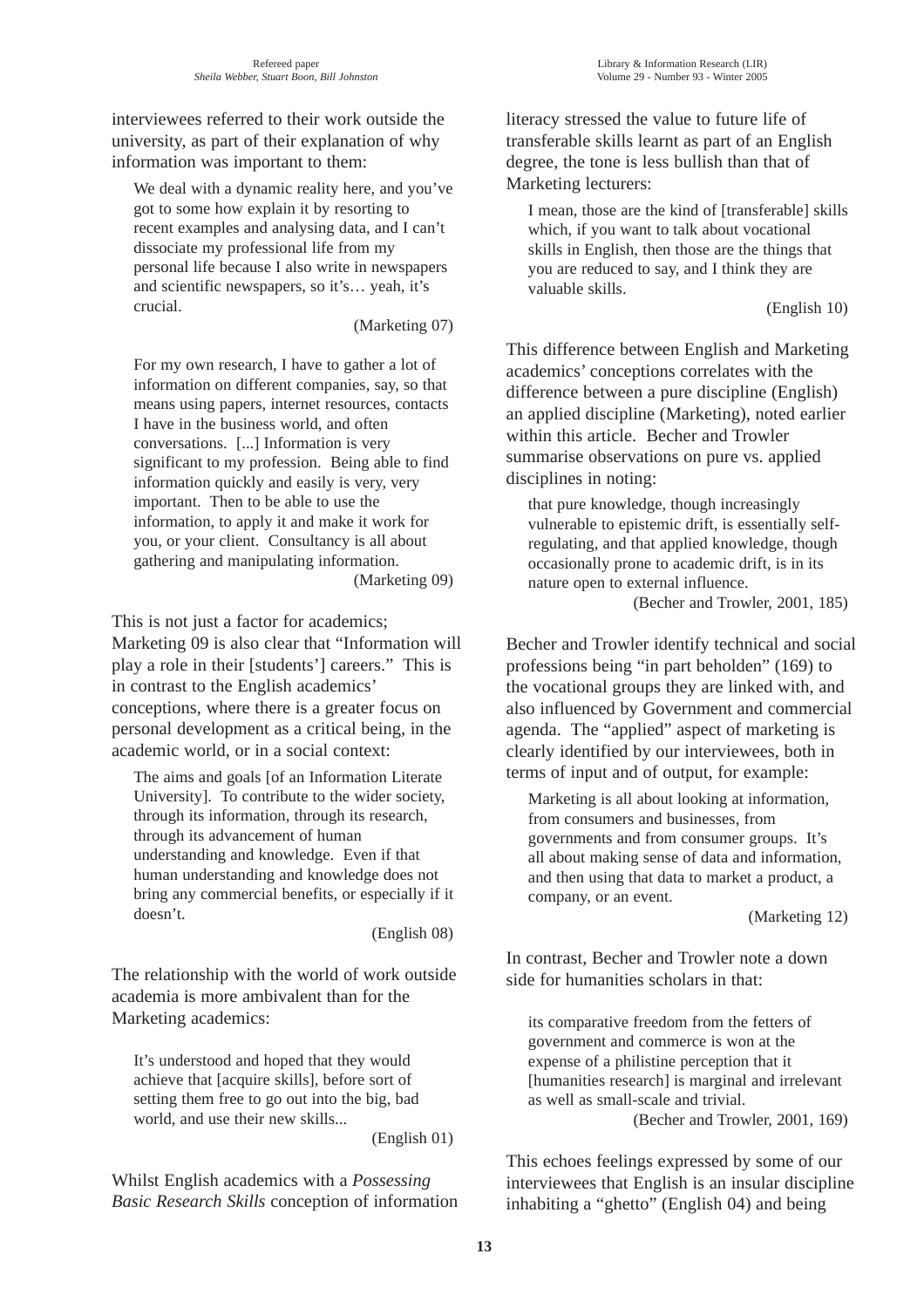interviewees referred to their work outside the university, as part of their explanation of why information was important to them:

> We deal with a dynamic reality here, and you've got to some how explain it by resorting to recent examples and analysing data, and I can't dissociate my professional life from my personal life because I also write in newspapers and scientific newspapers, so it's… yeah, it's crucial.
>
> (Marketing 07)

> For my own research, I have to gather a lot of information on different companies, say, so that means using papers, internet resources, contacts I have in the business world, and often conversations. [...] Information is very significant to my profession. Being able to find information quickly and easily is very, very important. Then to be able to use the information, to apply it and make it work for you, or your client. Consultancy is all about gathering and manipulating information.
>
> (Marketing 09)

This is not just a factor for academics; Marketing 09 is also clear that "Information will play a role in their [students'] careers." This is in contrast to the English academics' conceptions, where there is a greater focus on personal development as a critical being, in the academic world, or in a social context:

> The aims and goals [of an Information Literate University]. To contribute to the wider society, through its information, through its research, through its advancement of human understanding and knowledge. Even if that human understanding and knowledge does not bring any commercial benefits, or especially if it doesn't.
>
> (English 08)

The relationship with the world of work outside academia is more ambivalent than for the Marketing academics:

> It's understood and hoped that they would achieve that [acquire skills], before sort of setting them free to go out into the big, bad world, and use their new skills...
>
> (English 01)

Whilst English academics with a *Possessing Basic Research Skills* conception of information literacy stressed the value to future life of transferable skills learnt as part of an English degree, the tone is less bullish than that of Marketing lecturers:

> I mean, those are the kind of [transferable] skills which, if you want to talk about vocational skills in English, then those are the things that you are reduced to say, and I think they are valuable skills.
>
> (English 10)

This difference between English and Marketing academics' conceptions correlates with the difference between a pure discipline (English) an applied discipline (Marketing), noted earlier within this article. Becher and Trowler summarise observations on pure vs. applied disciplines in noting:

> that pure knowledge, though increasingly vulnerable to epistemic drift, is essentially self-regulating, and that applied knowledge, though occasionally prone to academic drift, is in its nature open to external influence.
>
> (Becher and Trowler, 2001, 185)

Becher and Trowler identify technical and social professions being "in part beholden" (169) to the vocational groups they are linked with, and also influenced by Government and commercial agenda. The "applied" aspect of marketing is clearly identified by our interviewees, both in terms of input and of output, for example:

> Marketing is all about looking at information, from consumers and businesses, from governments and from consumer groups. It's all about making sense of data and information, and then using that data to market a product, a company, or an event.
>
> (Marketing 12)

In contrast, Becher and Trowler note a down side for humanities scholars in that:

> its comparative freedom from the fetters of government and commerce is won at the expense of a philistine perception that it [humanities research] is marginal and irrelevant as well as small-scale and trivial.
>
> (Becher and Trowler, 2001, 169)

This echoes feelings expressed by some of our interviewees that English is an insular discipline inhabiting a "ghetto" (English 04) and being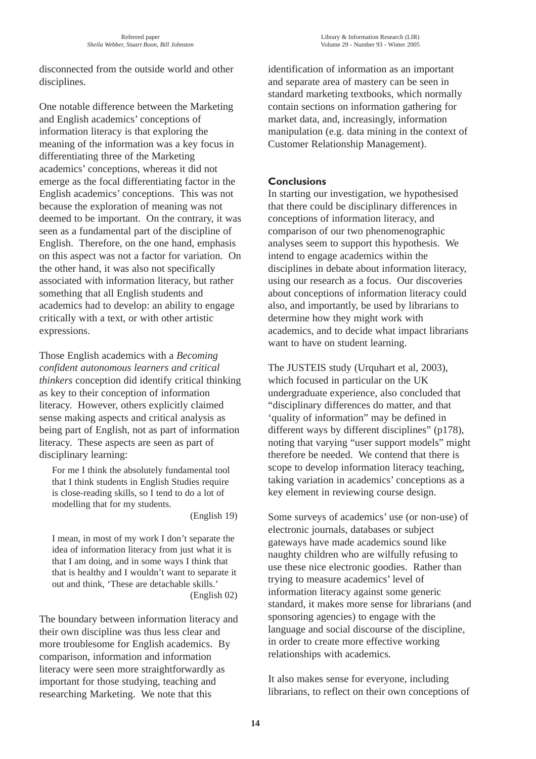disconnected from the outside world and other disciplines.

One notable difference between the Marketing and English academics' conceptions of information literacy is that exploring the meaning of the information was a key focus in differentiating three of the Marketing academics' conceptions, whereas it did not emerge as the focal differentiating factor in the English academics' conceptions. This was not because the exploration of meaning was not deemed to be important. On the contrary, it was seen as a fundamental part of the discipline of English. Therefore, on the one hand, emphasis on this aspect was not a factor for variation. On the other hand, it was also not specifically associated with information literacy, but rather something that all English students and academics had to develop: an ability to engage critically with a text, or with other artistic expressions.

Those English academics with a *Becoming confident autonomous learners and critical thinkers* conception did identify critical thinking as key to their conception of information literacy. However, others explicitly claimed sense making aspects and critical analysis as being part of English, not as part of information literacy. These aspects are seen as part of disciplinary learning:

> For me I think the absolutely fundamental tool that I think students in English Studies require is close-reading skills, so I tend to do a lot of modelling that for my students.
>
> (English 19)

> I mean, in most of my work I don't separate the idea of information literacy from just what it is that I am doing, and in some ways I think that that is healthy and I wouldn't want to separate it out and think, 'These are detachable skills.'
>
> (English 02)

The boundary between information literacy and their own discipline was thus less clear and more troublesome for English academics. By comparison, information and information literacy were seen more straightforwardly as important for those studying, teaching and researching Marketing. We note that this identification of information as an important and separate area of mastery can be seen in standard marketing textbooks, which normally contain sections on information gathering for market data, and, increasingly, information manipulation (e.g. data mining in the context of Customer Relationship Management).

## Conclusions

In starting our investigation, we hypothesised that there could be disciplinary differences in conceptions of information literacy, and comparison of our two phenomenographic analyses seem to support this hypothesis. We intend to engage academics within the disciplines in debate about information literacy, using our research as a focus. Our discoveries about conceptions of information literacy could also, and importantly, be used by librarians to determine how they might work with academics, and to decide what impact librarians want to have on student learning.

The JUSTEIS study (Urquhart et al, 2003), which focused in particular on the UK undergraduate experience, also concluded that "disciplinary differences do matter, and that 'quality of information" may be defined in different ways by different disciplines" (p178), noting that varying "user support models" might therefore be needed. We contend that there is scope to develop information literacy teaching, taking variation in academics' conceptions as a key element in reviewing course design.

Some surveys of academics' use (or non-use) of electronic journals, databases or subject gateways have made academics sound like naughty children who are wilfully refusing to use these nice electronic goodies. Rather than trying to measure academics' level of information literacy against some generic standard, it makes more sense for librarians (and sponsoring agencies) to engage with the language and social discourse of the discipline, in order to create more effective working relationships with academics.

It also makes sense for everyone, including librarians, to reflect on their own conceptions of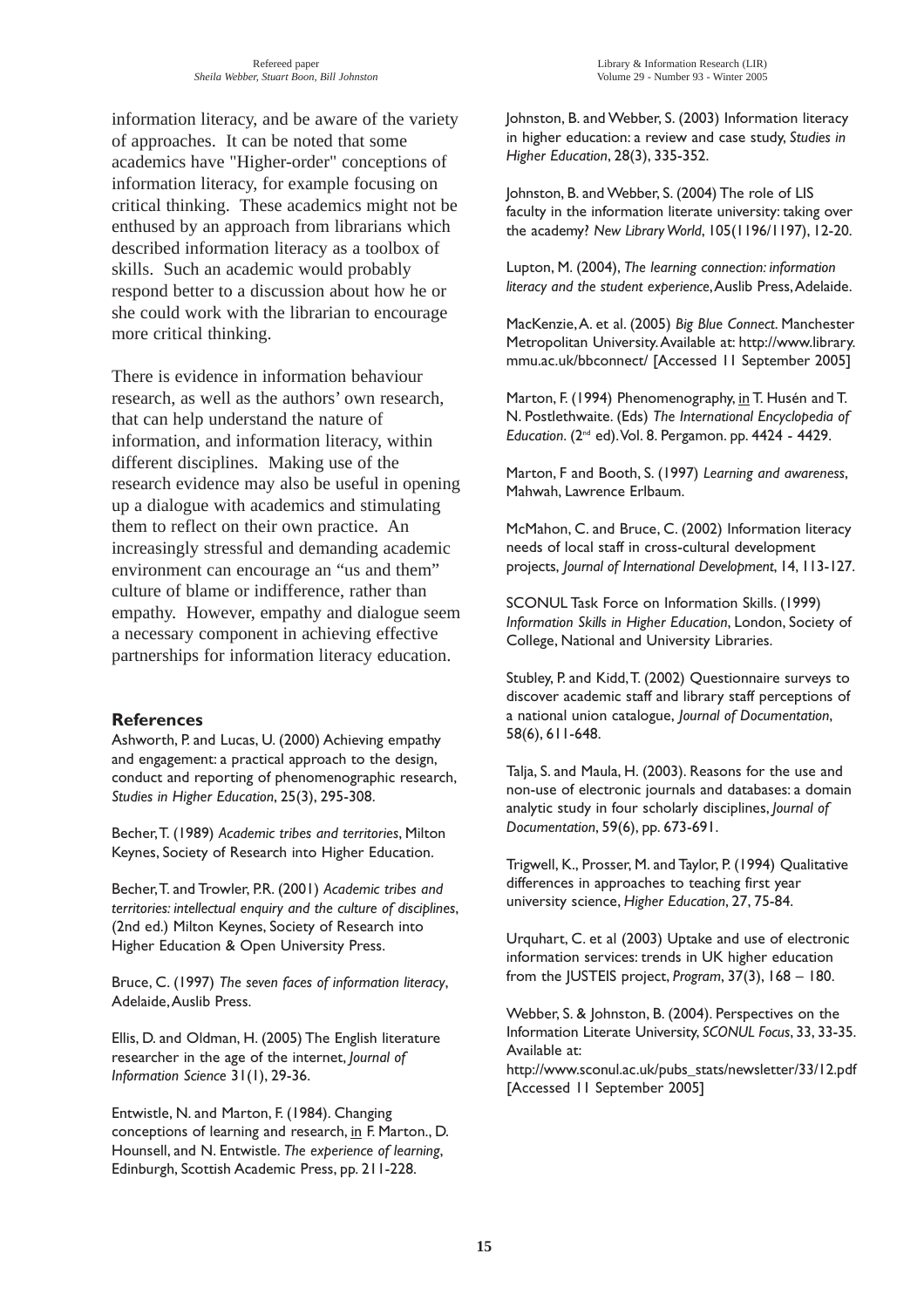information literacy, and be aware of the variety of approaches. It can be noted that some academics have "Higher-order" conceptions of information literacy, for example focusing on critical thinking. These academics might not be enthused by an approach from librarians which described information literacy as a toolbox of skills. Such an academic would probably respond better to a discussion about how he or she could work with the librarian to encourage more critical thinking.

There is evidence in information behaviour research, as well as the authors' own research, that can help understand the nature of information, and information literacy, within different disciplines. Making use of the research evidence may also be useful in opening up a dialogue with academics and stimulating them to reflect on their own practice. An increasingly stressful and demanding academic environment can encourage an "us and them" culture of blame or indifference, rather than empathy. However, empathy and dialogue seem a necessary component in achieving effective partnerships for information literacy education.

## References

Ashworth, P. and Lucas, U. (2000) Achieving empathy and engagement: a practical approach to the design, conduct and reporting of phenomenographic research, *Studies in Higher Education*, 25(3), 295-308.

Becher, T. (1989) *Academic tribes and territories*, Milton Keynes, Society of Research into Higher Education.

Becher, T. and Trowler, P.R. (2001) *Academic tribes and territories: intellectual enquiry and the culture of disciplines*, (2nd ed.) Milton Keynes, Society of Research into Higher Education & Open University Press.

Bruce, C. (1997) *The seven faces of information literacy*, Adelaide, Auslib Press.

Ellis, D. and Oldman, H. (2005) The English literature researcher in the age of the internet, *Journal of Information Science* 31(1), 29-36.

Entwistle, N. and Marton, F. (1984). Changing conceptions of learning and research, in F. Marton., D. Hounsell, and N. Entwistle. *The experience of learning*, Edinburgh, Scottish Academic Press, pp. 211-228.

Johnston, B. and Webber, S. (2003) Information literacy in higher education: a review and case study, *Studies in Higher Education*, 28(3), 335-352.

Johnston, B. and Webber, S. (2004) The role of LIS faculty in the information literate university: taking over the academy? *New Library World*, 105(1196/1197), 12-20.

Lupton, M. (2004), *The learning connection: information literacy and the student experience*, Auslib Press, Adelaide.

MacKenzie, A. et al. (2005) *Big Blue Connect*. Manchester Metropolitan University. Available at: http://www.library.mmu.ac.uk/bbconnect/ [Accessed 11 September 2005]

Marton, F. (1994) Phenomenography, in T. Husén and T. N. Postlethwaite. (Eds) *The International Encyclopedia of Education*. (2nd ed). Vol. 8. Pergamon. pp. 4424 - 4429.

Marton, F and Booth, S. (1997) *Learning and awareness*, Mahwah, Lawrence Erlbaum.

McMahon, C. and Bruce, C. (2002) Information literacy needs of local staff in cross-cultural development projects, *Journal of International Development*, 14, 113-127.

SCONUL Task Force on Information Skills. (1999) *Information Skills in Higher Education*, London, Society of College, National and University Libraries.

Stubley, P. and Kidd, T. (2002) Questionnaire surveys to discover academic staff and library staff perceptions of a national union catalogue, *Journal of Documentation*, 58(6), 611-648.

Talja, S. and Maula, H. (2003). Reasons for the use and non-use of electronic journals and databases: a domain analytic study in four scholarly disciplines, *Journal of Documentation*, 59(6), pp. 673-691.

Trigwell, K., Prosser, M. and Taylor, P. (1994) Qualitative differences in approaches to teaching first year university science, *Higher Education*, 27, 75-84.

Urquhart, C. et al (2003) Uptake and use of electronic information services: trends in UK higher education from the JUSTEIS project, *Program*, 37(3), 168 – 180.

Webber, S. & Johnston, B. (2004). Perspectives on the Information Literate University, *SCONUL Focus*, 33, 33-35. Available at:
http://www.sconul.ac.uk/pubs_stats/newsletter/33/12.pdf [Accessed 11 September 2005]